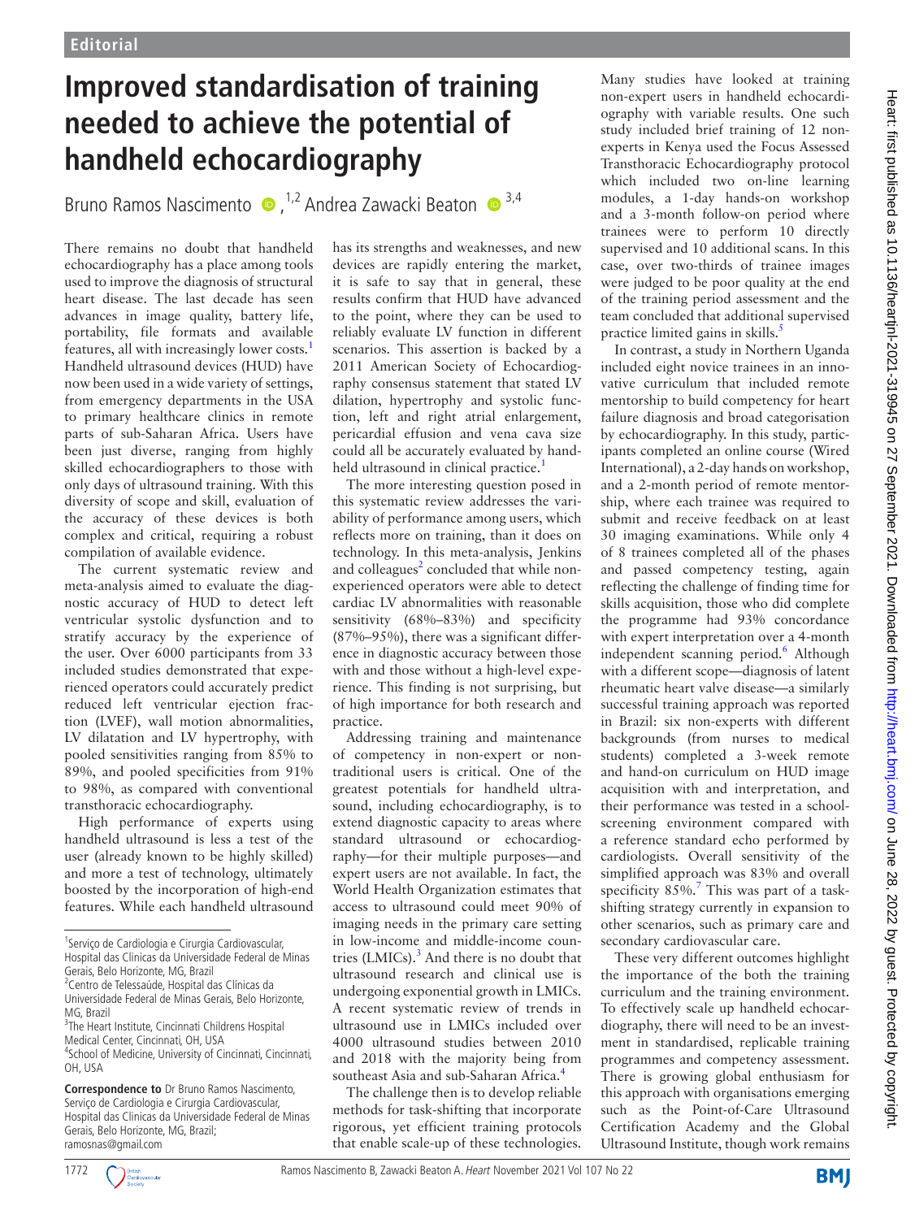Editorial

# Improved standardisation of training needed to achieve the potential of handheld echocardiography

Bruno Ramos Nascimento [1,2] Andrea Zawacki Beaton [3,4]

There remains no doubt that handheld echocardiography has a place among tools used to improve the diagnosis of structural heart disease. The last decade has seen advances in image quality, battery life, portability, file formats and available features, all with increasingly lower costs.[1] Handheld ultrasound devices (HUD) have now been used in a wide variety of settings, from emergency departments in the USA to primary healthcare clinics in remote parts of sub-Saharan Africa. Users have been just diverse, ranging from highly skilled echocardiographers to those with only days of ultrasound training. With this diversity of scope and skill, evaluation of the accuracy of these devices is both complex and critical, requiring a robust compilation of available evidence.

The current systematic review and meta-analysis aimed to evaluate the diagnostic accuracy of HUD to detect left ventricular systolic dysfunction and to stratify accuracy by the experience of the user. Over 6000 participants from 33 included studies demonstrated that experienced operators could accurately predict reduced left ventricular ejection fraction (LVEF), wall motion abnormalities, LV dilatation and LV hypertrophy, with pooled sensitivities ranging from 85% to 89%, and pooled specificities from 91% to 98%, as compared with conventional transthoracic echocardiography.

High performance of experts using handheld ultrasound is less a test of the user (already known to be highly skilled) and more a test of technology, ultimately boosted by the incorporation of high-end features. While each handheld ultrasound has its strengths and weaknesses, and new devices are rapidly entering the market, it is safe to say that in general, these results confirm that HUD have advanced to the point, where they can be used to reliably evaluate LV function in different scenarios. This assertion is backed by a 2011 American Society of Echocardiography consensus statement that stated LV dilation, hypertrophy and systolic function, left and right atrial enlargement, pericardial effusion and vena cava size could all be accurately evaluated by handheld ultrasound in clinical practice.[1]

The more interesting question posed in this systematic review addresses the variability of performance among users, which reflects more on training, than it does on technology. In this meta-analysis, Jenkins and colleagues[2] concluded that while non-experienced operators were able to detect cardiac LV abnormalities with reasonable sensitivity (68%–83%) and specificity (87%–95%), there was a significant difference in diagnostic accuracy between those with and those without a high-level experience. This finding is not surprising, but of high importance for both research and practice.

Addressing training and maintenance of competency in non-expert or non-traditional users is critical. One of the greatest potentials for handheld ultrasound, including echocardiography, is to extend diagnostic capacity to areas where standard ultrasound or echocardiography—for their multiple purposes—and expert users are not available. In fact, the World Health Organization estimates that access to ultrasound could meet 90% of imaging needs in the primary care setting in low-income and middle-income countries (LMICs).[3] And there is no doubt that ultrasound research and clinical use is undergoing exponential growth in LMICs. A recent systematic review of trends in ultrasound use in LMICs included over 4000 ultrasound studies between 2010 and 2018 with the majority being from southeast Asia and sub-Saharan Africa.[4]

The challenge then is to develop reliable methods for task-shifting that incorporate rigorous, yet efficient training protocols that enable scale-up of these technologies.

Many studies have looked at training non-expert users in handheld echocardiography with variable results. One such study included brief training of 12 non-experts in Kenya used the Focus Assessed Transthoracic Echocardiography protocol which included two on-line learning modules, a 1-day hands-on workshop and a 3-month follow-on period where trainees were to perform 10 directly supervised and 10 additional scans. In this case, over two-thirds of trainee images were judged to be poor quality at the end of the training period assessment and the team concluded that additional supervised practice limited gains in skills.[5]

In contrast, a study in Northern Uganda included eight novice trainees in an innovative curriculum that included remote mentorship to build competency for heart failure diagnosis and broad categorisation by echocardiography. In this study, participants completed an online course (Wired International), a 2-day hands on workshop, and a 2-month period of remote mentorship, where each trainee was required to submit and receive feedback on at least 30 imaging examinations. While only 4 of 8 trainees completed all of the phases and passed competency testing, again reflecting the challenge of finding time for skills acquisition, those who did complete the programme had 93% concordance with expert interpretation over a 4-month independent scanning period.[6] Although with a different scope—diagnosis of latent rheumatic heart valve disease—a similarly successful training approach was reported in Brazil: six non-experts with different backgrounds (from nurses to medical students) completed a 3-week remote and hand-on curriculum on HUD image acquisition with and interpretation, and their performance was tested in a school-screening environment compared with a reference standard echo performed by cardiologists. Overall sensitivity of the simplified approach was 83% and overall specificity 85%.[7] This was part of a task-shifting strategy currently in expansion to other scenarios, such as primary care and secondary cardiovascular care.

These very different outcomes highlight the importance of the both the training curriculum and the training environment. To effectively scale up handheld echocardiography, there will need to be an investment in standardised, replicable training programmes and competency assessment. There is growing global enthusiasm for this approach with organisations emerging such as the Point-of-Care Ultrasound Certification Academy and the Global Ultrasound Institute, though work remains

---

[1] Serviço de Cardiologia e Cirurgia Cardiovascular, Hospital das Clínicas da Universidade Federal de Minas Gerais, Belo Horizonte, MG, Brazil
[2] Centro de Telessaúde, Hospital das Clínicas da Universidade Federal de Minas Gerais, Belo Horizonte, MG, Brazil
[3] The Heart Institute, Cincinnati Childrens Hospital Medical Center, Cincinnati, OH, USA
[4] School of Medicine, University of Cincinnati, Cincinnati, OH, USA

**Correspondence to** Dr Bruno Ramos Nascimento, Serviço de Cardiologia e Cirurgia Cardiovascular, Hospital das Clínicas da Universidade Federal de Minas Gerais, Belo Horizonte, MG, Brazil; ramosnas@gmail.com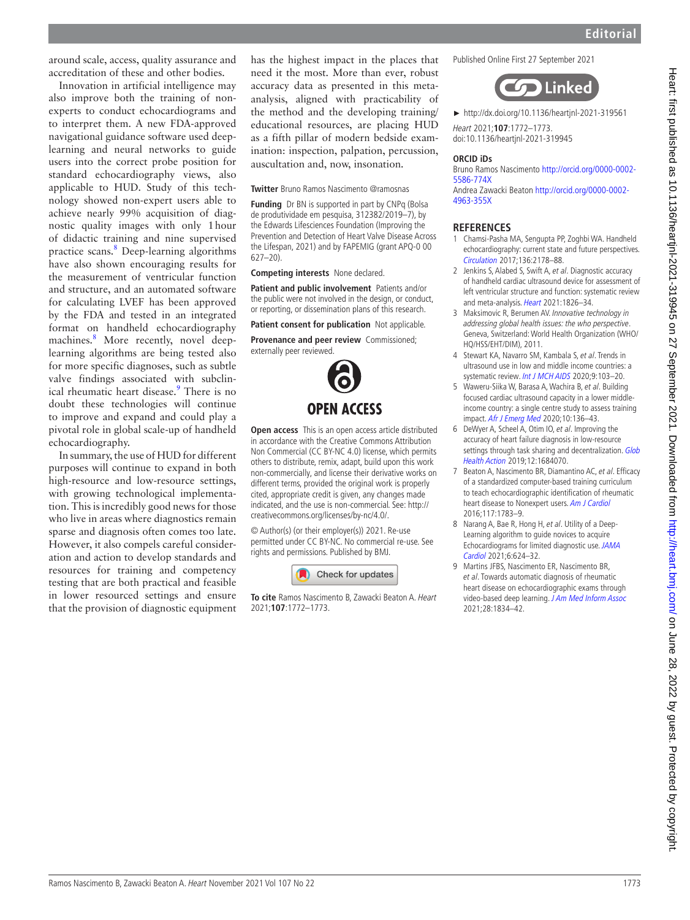around scale, access, quality assurance and accreditation of these and other bodies.

Innovation in artificial intelligence may also improve both the training of non-experts to conduct echocardiograms and to interpret them. A new FDA-approved navigational guidance software used deep-learning and neural networks to guide users into the correct probe position for standard echocardiography views, also applicable to HUD. Study of this technology showed non-expert users able to achieve nearly 99% acquisition of diagnostic quality images with only 1 hour of didactic training and nine supervised practice scans.[8] Deep-learning algorithms have also shown encouraging results for the measurement of ventricular function and structure, and an automated software for calculating LVEF has been approved by the FDA and tested in an integrated format on handheld echocardiography machines.[8] More recently, novel deep-learning algorithms are being tested also for more specific diagnoses, such as subtle valve findings associated with subclinical rheumatic heart disease.[9] There is no doubt these technologies will continue to improve and expand and could play a pivotal role in global scale-up of handheld echocardiography.

In summary, the use of HUD for different purposes will continue to expand in both high-resource and low-resource settings, with growing technological implementation. This is incredibly good news for those who live in areas where diagnostics remain sparse and diagnosis often comes too late. However, it also compels careful consideration and action to develop standards and resources for training and competency testing that are both practical and feasible in lower resourced settings and ensure that the provision of diagnostic equipment has the highest impact in the places that need it the most. More than ever, robust accuracy data as presented in this meta-analysis, aligned with practicability of the method and the developing training/educational resources, are placing HUD as a fifth pillar of modern bedside examination: inspection, palpation, percussion, auscultation and, now, insonation.

**Twitter** Bruno Ramos Nascimento @ramosnas

**Funding** Dr BN is supported in part by CNPq (Bolsa de produtividade em pesquisa, 312382/2019–7), by the Edwards Lifesciences Foundation (Improving the Prevention and Detection of Heart Valve Disease Across the Lifespan, 2021) and by FAPEMIG (grant APQ-0 00 627–20).

**Competing interests** None declared.

**Patient and public involvement** Patients and/or the public were not involved in the design, or conduct, or reporting, or dissemination plans of this research.

**Patient consent for publication** Not applicable.

**Provenance and peer review** Commissioned; externally peer reviewed.

OPEN ACCESS

**Open access** This is an open access article distributed in accordance with the Creative Commons Attribution Non Commercial (CC BY-NC 4.0) license, which permits others to distribute, remix, adapt, build upon this work non-commercially, and license their derivative works on different terms, provided the original work is properly cited, appropriate credit is given, any changes made indicated, and the use is non-commercial. See: http://creativecommons.org/licenses/by-nc/4.0/.

© Author(s) (or their employer(s)) 2021. Re-use permitted under CC BY-NC. No commercial re-use. See rights and permissions. Published by BMJ.

Check for updates

**To cite** Ramos Nascimento B, Zawacki Beaton A. *Heart* 2021;**107**:1772–1773.

Published Online First 27 September 2021

Linked

► http://dx.doi.org/10.1136/heartjnl-2021-319561

*Heart* 2021;**107**:1772–1773.
doi:10.1136/heartjnl-2021-319945

**ORCID iDs**

Bruno Ramos Nascimento http://orcid.org/0000-0002-5586-774X
Andrea Zawacki Beaton http://orcid.org/0000-0002-4963-355X

## REFERENCES

1. Chamsi-Pasha MA, Sengupta PP, Zoghbi WA. Handheld echocardiography: current state and future perspectives. *Circulation* 2017;136:2178–88.
2. Jenkins S, Alabed S, Swift A, *et al*. Diagnostic accuracy of handheld cardiac ultrasound device for assessment of left ventricular structure and function: systematic review and meta-analysis. *Heart* 2021:1826–34.
3. Maksimovic R, Berumen AV. *Innovative technology in addressing global health issues: the who perspective*. Geneva, Switzerland: World Health Organization (WHO/HQ/HSS/EHT/DIM), 2011.
4. Stewart KA, Navarro SM, Kambala S, *et al*. Trends in ultrasound use in low and middle income countries: a systematic review. *Int J MCH AIDS* 2020;9:103–20.
5. Waweru-Siika W, Barasa A, Wachira B, *et al*. Building focused cardiac ultrasound capacity in a lower middle-income country: a single centre study to assess training impact. *Afr J Emerg Med* 2020;10:136–43.
6. DeWyer A, Scheel A, Otim IO, *et al*. Improving the accuracy of heart failure diagnosis in low-resource settings through task sharing and decentralization. *Glob Health Action* 2019;12:1684070.
7. Beaton A, Nascimento BR, Diamantino AC, *et al*. Efficacy of a standardized computer-based training curriculum to teach echocardiographic identification of rheumatic heart disease to Nonexpert users. *Am J Cardiol* 2016;117:1783–9.
8. Narang A, Bae R, Hong H, *et al*. Utility of a Deep-Learning algorithm to guide novices to acquire Echocardiograms for limited diagnostic use. *JAMA Cardiol* 2021;6:624–32.
9. Martins JFBS, Nascimento ER, Nascimento BR, *et al*. Towards automatic diagnosis of rheumatic heart disease on echocardiographic exams through video-based deep learning. *J Am Med Inform Assoc* 2021;28:1834–42.